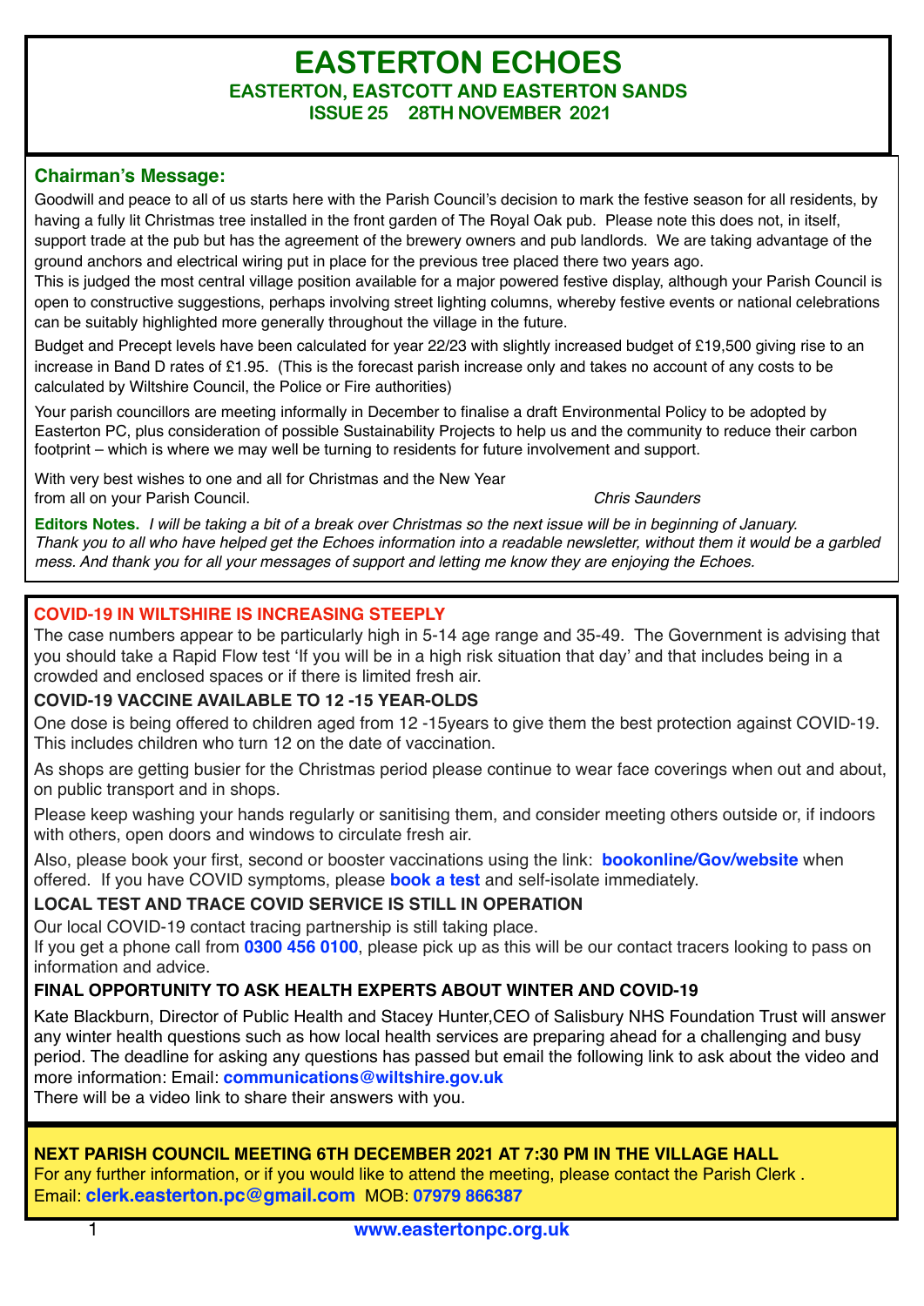# EASTERTON ECHOES

## EASTERTON, EASTCOTT AND EASTERTON SANDS

**ISSUE 25 28TH NOVEMBER 2021**

### Chairman's Message:

Goodwill and peace to all of us starts here with the Parish Council's decision to mark the festive season for all residents, by having a fully lit Christmas tree installed in the front garden of The Royal Oak pub. Please note this does not, in itself, support trade at the pub but has the agreement of the brewery owners and pub landlords. We are taking advantage of the ground anchors and electrical wiring put in place for the previous tree placed there two years ago.

This is judged the most central village position available for a major powered festive display, although your Parish Council is open to constructive suggestions, perhaps involving street lighting columns, whereby festive events or national celebrations can be suitably highlighted more generally throughout the village in the future.

Budget and Precept levels have been calculated for year 22/23 with slightly increased budget of £19,500 giving rise to an increase in Band D rates of £1.95. (This is the forecast parish increase only and takes no account of any costs to be calculated by Wiltshire Council, the Police or Fire authorities)

Your parish councillors are meeting informally in December to finalise a draft Environmental Policy to be adopted by Easterton PC, plus consideration of possible Sustainability Projects to help us and the community to reduce their carbon footprint – which is where we may well be turning to residents for future involvement and support.

With very best wishes to one and all for Christmas and the New Year
from all on your Parish Council.

*Chris Saunders*

**Editors Notes.** *I will be taking a bit of a break over Christmas so the next issue will be in beginning of January. Thank you to all who have helped get the Echoes information into a readable newsletter, without them it would be a garbled mess. And thank you for all your messages of support and letting me know they are enjoying the Echoes.*

### COVID-19 IN WILTSHIRE IS INCREASING STEEPLY

The case numbers appear to be particularly high in 5-14 age range and 35-49. The Government is advising that you should take a Rapid Flow test 'If you will be in a high risk situation that day' and that includes being in a crowded and enclosed spaces or if there is limited fresh air.

**COVID-19 VACCINE AVAILABLE TO 12 -15 YEAR-OLDS**

One dose is being offered to children aged from 12 -15years to give them the best protection against COVID-19. This includes children who turn 12 on the date of vaccination.

As shops are getting busier for the Christmas period please continue to wear face coverings when out and about, on public transport and in shops.

Please keep washing your hands regularly or sanitising them, and consider meeting others outside or, if indoors with others, open doors and windows to circulate fresh air.

Also, please book your first, second or booster vaccinations using the link: **bookonline/Gov/website** when offered. If you have COVID symptoms, please **book a test** and self-isolate immediately.

**LOCAL TEST AND TRACE COVID SERVICE IS STILL IN OPERATION**

Our local COVID-19 contact tracing partnership is still taking place.
If you get a phone call from **0300 456 0100**, please pick up as this will be our contact tracers looking to pass on information and advice.

**FINAL OPPORTUNITY TO ASK HEALTH EXPERTS ABOUT WINTER AND COVID-19**

Kate Blackburn, Director of Public Health and Stacey Hunter,CEO of Salisbury NHS Foundation Trust will answer any winter health questions such as how local health services are preparing ahead for a challenging and busy period. The deadline for asking any questions has passed but email the following link to ask about the video and more information: Email: **communications@wiltshire.gov.uk**
There will be a video link to share their answers with you.

**NEXT PARISH COUNCIL MEETING 6TH DECEMBER 2021 AT 7:30 PM IN THE VILLAGE HALL**
For any further information, or if you would like to attend the meeting, please contact the Parish Clerk .
Email: **clerk.easterton.pc@gmail.com** MOB: **07979 866387**

**www.eastertonpc.org.uk**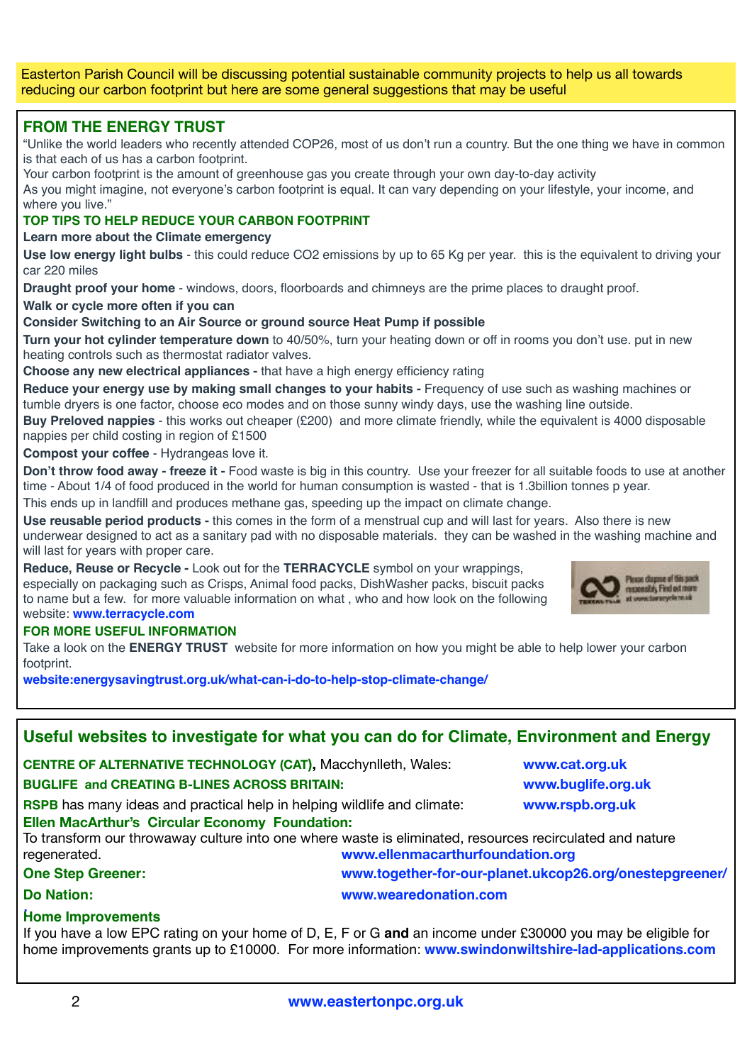Easterton Parish Council will be discussing potential sustainable community projects to help us all towards reducing our carbon footprint but here are some general suggestions that may be useful

## FROM THE ENERGY TRUST

"Unlike the world leaders who recently attended COP26, most of us don't run a country. But the one thing we have in common is that each of us has a carbon footprint.
Your carbon footprint is the amount of greenhouse gas you create through your own day-to-day activity
As you might imagine, not everyone's carbon footprint is equal. It can vary depending on your lifestyle, your income, and where you live."

### TOP TIPS TO HELP REDUCE YOUR CARBON FOOTPRINT

**Learn more about the Climate emergency**

**Use low energy light bulbs** - this could reduce $CO_2$ emissions by up to 65 Kg per year. this is the equivalent to driving your car 220 miles

**Draught proof your home** - windows, doors, floorboards and chimneys are the prime places to draught proof.

**Walk or cycle more often if you can**

**Consider Switching to an Air Source or ground source Heat Pump if possible**

**Turn your hot cylinder temperature down** to 40/50%, turn your heating down or off in rooms you don't use. put in new heating controls such as thermostat radiator valves.

**Choose any new electrical appliances -** that have a high energy efficiency rating

**Reduce your energy use by making small changes to your habits -** Frequency of use such as washing machines or tumble dryers is one factor, choose eco modes and on those sunny windy days, use the washing line outside.

**Buy Preloved nappies** - this works out cheaper (£200) and more climate friendly, while the equivalent is 4000 disposable nappies per child costing in region of £1500

**Compost your coffee** - Hydrangeas love it.

**Don't throw food away - freeze it -** Food waste is big in this country. Use your freezer for all suitable foods to use at another time - About 1/4 of food produced in the world for human consumption is wasted - that is 1.3billion tonnes p year.
This ends up in landfill and produces methane gas, speeding up the impact on climate change.

**Use reusable period products -** this comes in the form of a menstrual cup and will last for years. Also there is new underwear designed to act as a sanitary pad with no disposable materials. they can be washed in the washing machine and will last for years with proper care.

**Reduce, Reuse or Recycle -** Look out for the **TERRACYCLE** symbol on your wrappings, especially on packaging such as Crisps, Animal food packs, DishWasher packs, biscuit packs to name but a few. for more valuable information on what , who and how look on the following website: **www.terracycle.com**

### FOR MORE USEFUL INFORMATION

Take a look on the **ENERGY TRUST** website for more information on how you might be able to help lower your carbon footprint.
**website:energysavingtrust.org.uk/what-can-i-do-to-help-stop-climate-change/**

## Useful websites to investigate for what you can do for Climate, Environment and Energy

**CENTRE OF ALTERNATIVE TECHNOLOGY (CAT),** Macchynlleth, Wales: **www.cat.org.uk**

**BUGLIFE and CREATING B-LINES ACROSS BRITAIN:** **www.buglife.org.uk**

**RSPB** has many ideas and practical help in helping wildlife and climate: **www.rspb.org.uk**

**Ellen MacArthur's Circular Economy Foundation:**
To transform our throwaway culture into one where waste is eliminated, resources recirculated and nature regenerated. **www.ellenmacarthurfoundation.org**

**One Step Greener:** **www.together-for-our-planet.ukcop26.org/onestepgreener/**

**Do Nation:** **www.wearedonation.com**

**Home Improvements**
If you have a low EPC rating on your home of D, E, F or G **and** an income under £30000 you may be eligible for home improvements grants up to £10000. For more information: **www.swindonwiltshire-lad-applications.com**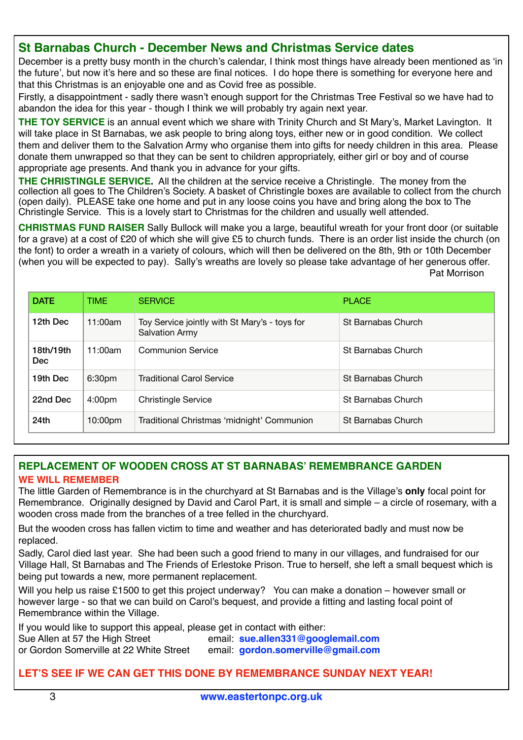## St Barnabas Church - December News and Christmas Service dates

December is a pretty busy month in the church's calendar, I think most things have already been mentioned as 'in the future', but now it's here and so these are final notices. I do hope there is something for everyone here and that this Christmas is an enjoyable one and as Covid free as possible.

Firstly, a disappointment - sadly there wasn't enough support for the Christmas Tree Festival so we have had to abandon the idea for this year - though I think we will probably try again next year.

**THE TOY SERVICE** is an annual event which we share with Trinity Church and St Mary's, Market Lavington. It will take place in St Barnabas, we ask people to bring along toys, either new or in good condition. We collect them and deliver them to the Salvation Army who organise them into gifts for needy children in this area. Please donate them unwrapped so that they can be sent to children appropriately, either girl or boy and of course appropriate age presents. And thank you in advance for your gifts.

**THE CHRISTINGLE SERVICE.** All the children at the service receive a Christingle. The money from the collection all goes to The Children's Society. A basket of Christingle boxes are available to collect from the church (open daily). PLEASE take one home and put in any loose coins you have and bring along the box to The Christingle Service. This is a lovely start to Christmas for the children and usually well attended.

**CHRISTMAS FUND RAISER** Sally Bullock will make you a large, beautiful wreath for your front door (or suitable for a grave) at a cost of £20 of which she will give £5 to church funds. There is an order list inside the church (on the font) to order a wreath in a variety of colours, which will then be delivered on the 8th, 9th or 10th December (when you will be expected to pay). Sally's wreaths are lovely so please take advantage of her generous offer.

Pat Morrison

| DATE | TIME | SERVICE | PLACE |
|---|---|---|---|
| 12th Dec | 11:00am | Toy Service jointly with St Mary's - toys for Salvation Army | St Barnabas Church |
| 18th/19th Dec | 11:00am | Communion Service | St Barnabas Church |
| 19th Dec | 6:30pm | Traditional Carol Service | St Barnabas Church |
| 22nd Dec | 4:00pm | Christingle Service | St Barnabas Church |
| 24th | 10:00pm | Traditional Christmas 'midnight' Communion | St Barnabas Church |

## REPLACEMENT OF WOODEN CROSS AT ST BARNABAS' REMEMBRANCE GARDEN

### WE WILL REMEMBER

The little Garden of Remembrance is in the churchyard at St Barnabas and is the Village's **only** focal point for Remembrance. Originally designed by David and Carol Part, it is small and simple – a circle of rosemary, with a wooden cross made from the branches of a tree felled in the churchyard.

But the wooden cross has fallen victim to time and weather and has deteriorated badly and must now be replaced.

Sadly, Carol died last year. She had been such a good friend to many in our villages, and fundraised for our Village Hall, St Barnabas and The Friends of Erlestoke Prison. True to herself, she left a small bequest which is being put towards a new, more permanent replacement.

Will you help us raise £1500 to get this project underway? You can make a donation – however small or however large - so that we can build on Carol's bequest, and provide a fitting and lasting focal point of Remembrance within the Village.

If you would like to support this appeal, please get in contact with either:

Sue Allen at 57 the High Street email: **sue.allen331@googlemail.com**
or Gordon Somerville at 22 White Street email: **gordon.somerville@gmail.com**

**LET'S SEE IF WE CAN GET THIS DONE BY REMEMBRANCE SUNDAY NEXT YEAR!**

www.eastertonpc.org.uk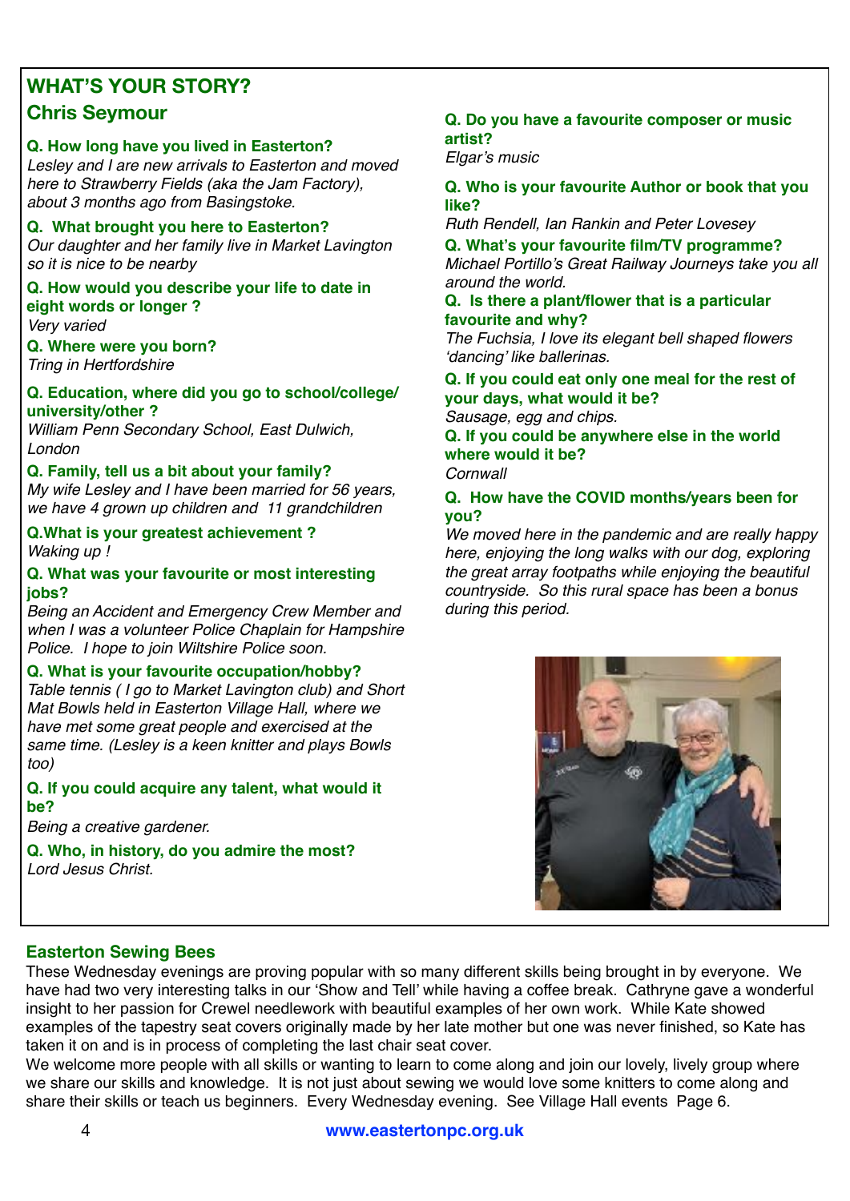## WHAT'S YOUR STORY?

## Chris Seymour

**Q. How long have you lived in Easterton?**
*Lesley and I are new arrivals to Easterton and moved here to Strawberry Fields (aka the Jam Factory), about 3 months ago from Basingstoke.*

**Q. What brought you here to Easterton?**
*Our daughter and her family live in Market Lavington so it is nice to be nearby*

**Q. How would you describe your life to date in eight words or longer ?**
*Very varied*

**Q. Where were you born?**
*Tring in Hertfordshire*

**Q. Education, where did you go to school/college/ university/other ?**
*William Penn Secondary School, East Dulwich, London*

**Q. Family, tell us a bit about your family?**
*My wife Lesley and I have been married for 56 years, we have 4 grown up children and 11 grandchildren*

**Q.What is your greatest achievement ?**
*Waking up !*

**Q. What was your favourite or most interesting jobs?**
*Being an Accident and Emergency Crew Member and when I was a volunteer Police Chaplain for Hampshire Police. I hope to join Wiltshire Police soon.*

**Q. What is your favourite occupation/hobby?**
*Table tennis ( I go to Market Lavington club) and Short Mat Bowls held in Easterton Village Hall, where we have met some great people and exercised at the same time. (Lesley is a keen knitter and plays Bowls too)*

**Q. If you could acquire any talent, what would it be?**
*Being a creative gardener.*

**Q. Who, in history, do you admire the most?**
*Lord Jesus Christ.*

**Q. Do you have a favourite composer or music artist?**
*Elgar's music*

**Q. Who is your favourite Author or book that you like?**
*Ruth Rendell, Ian Rankin and Peter Lovesey*

**Q. What's your favourite film/TV programme?**
*Michael Portillo's Great Railway Journeys take you all around the world.*

**Q. Is there a plant/flower that is a particular favourite and why?**
*The Fuchsia, I love its elegant bell shaped flowers 'dancing' like ballerinas.*

**Q. If you could eat only one meal for the rest of your days, what would it be?**
*Sausage, egg and chips.*

**Q. If you could be anywhere else in the world where would it be?**
*Cornwall*

**Q. How have the COVID months/years been for you?**
*We moved here in the pandemic and are really happy here, enjoying the long walks with our dog, exploring the great array footpaths while enjoying the beautiful countryside. So this rural space has been a bonus during this period.*

## Easterton Sewing Bees

These Wednesday evenings are proving popular with so many different skills being brought in by everyone. We have had two very interesting talks in our 'Show and Tell' while having a coffee break. Cathryne gave a wonderful insight to her passion for Crewel needlework with beautiful examples of her own work. While Kate showed examples of the tapestry seat covers originally made by her late mother but one was never finished, so Kate has taken it on and is in process of completing the last chair seat cover.

We welcome more people with all skills or wanting to learn to come along and join our lovely, lively group where we share our skills and knowledge. It is not just about sewing we would love some knitters to come along and share their skills or teach us beginners. Every Wednesday evening. See Village Hall events Page 6.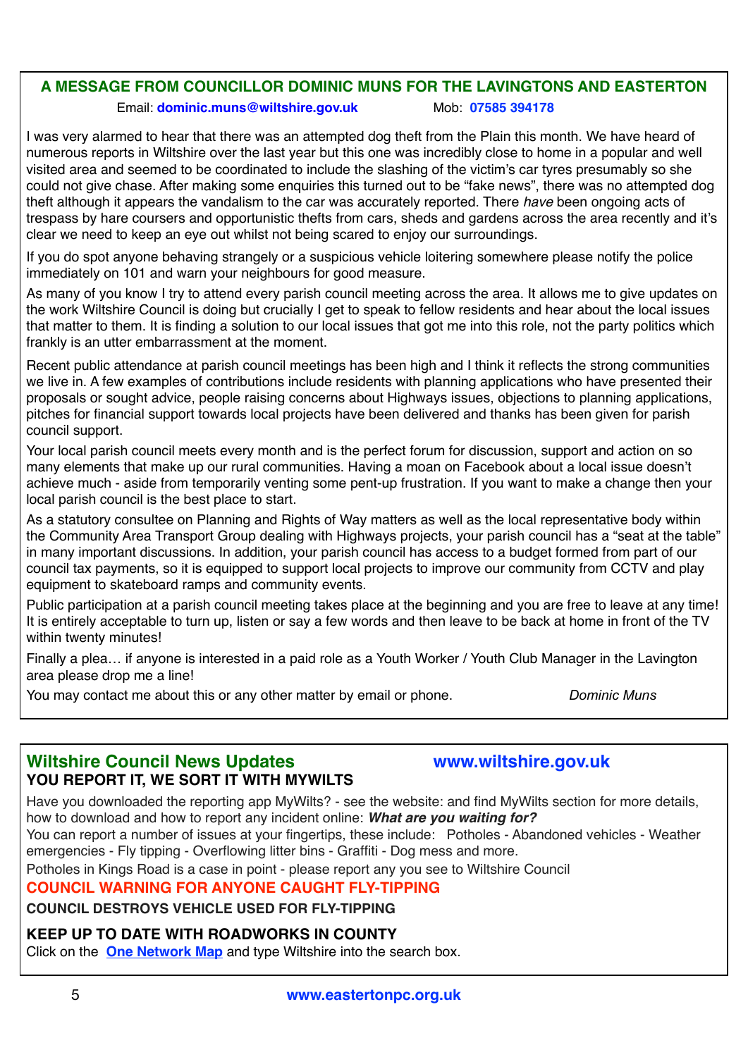## A MESSAGE FROM COUNCILLOR DOMINIC MUNS FOR THE LAVINGTONS AND EASTERTON

Email: **dominic.muns@wiltshire.gov.uk** Mob: **07585 394178**

I was very alarmed to hear that there was an attempted dog theft from the Plain this month. We have heard of numerous reports in Wiltshire over the last year but this one was incredibly close to home in a popular and well visited area and seemed to be coordinated to include the slashing of the victim's car tyres presumably so she could not give chase. After making some enquiries this turned out to be "fake news", there was no attempted dog theft although it appears the vandalism to the car was accurately reported. There *have* been ongoing acts of trespass by hare coursers and opportunistic thefts from cars, sheds and gardens across the area recently and it's clear we need to keep an eye out whilst not being scared to enjoy our surroundings.

If you do spot anyone behaving strangely or a suspicious vehicle loitering somewhere please notify the police immediately on 101 and warn your neighbours for good measure.

As many of you know I try to attend every parish council meeting across the area. It allows me to give updates on the work Wiltshire Council is doing but crucially I get to speak to fellow residents and hear about the local issues that matter to them. It is finding a solution to our local issues that got me into this role, not the party politics which frankly is an utter embarrassment at the moment.

Recent public attendance at parish council meetings has been high and I think it reflects the strong communities we live in. A few examples of contributions include residents with planning applications who have presented their proposals or sought advice, people raising concerns about Highways issues, objections to planning applications, pitches for financial support towards local projects have been delivered and thanks has been given for parish council support.

Your local parish council meets every month and is the perfect forum for discussion, support and action on so many elements that make up our rural communities. Having a moan on Facebook about a local issue doesn't achieve much - aside from temporarily venting some pent-up frustration. If you want to make a change then your local parish council is the best place to start.

As a statutory consultee on Planning and Rights of Way matters as well as the local representative body within the Community Area Transport Group dealing with Highways projects, your parish council has a "seat at the table" in many important discussions. In addition, your parish council has access to a budget formed from part of our council tax payments, so it is equipped to support local projects to improve our community from CCTV and play equipment to skateboard ramps and community events.

Public participation at a parish council meeting takes place at the beginning and you are free to leave at any time! It is entirely acceptable to turn up, listen or say a few words and then leave to be back at home in front of the TV within twenty minutes!

Finally a plea… if anyone is interested in a paid role as a Youth Worker / Youth Club Manager in the Lavington area please drop me a line!

You may contact me about this or any other matter by email or phone. *Dominic Muns*

## Wiltshire Council News Updates www.wiltshire.gov.uk

**YOU REPORT IT, WE SORT IT WITH MYWILTS**

Have you downloaded the reporting app MyWilts? - see the website: and find MyWilts section for more details, how to download and how to report any incident online: ***What are you waiting for?***

You can report a number of issues at your fingertips, these include: Potholes - Abandoned vehicles - Weather emergencies - Fly tipping - Overflowing litter bins - Graffiti - Dog mess and more.

Potholes in Kings Road is a case in point - please report any you see to Wiltshire Council

**COUNCIL WARNING FOR ANYONE CAUGHT FLY-TIPPING**

**COUNCIL DESTROYS VEHICLE USED FOR FLY-TIPPING**

**KEEP UP TO DATE WITH ROADWORKS IN COUNTY**

Click on the **One Network Map** and type Wiltshire into the search box.

www.eastertonpc.org.uk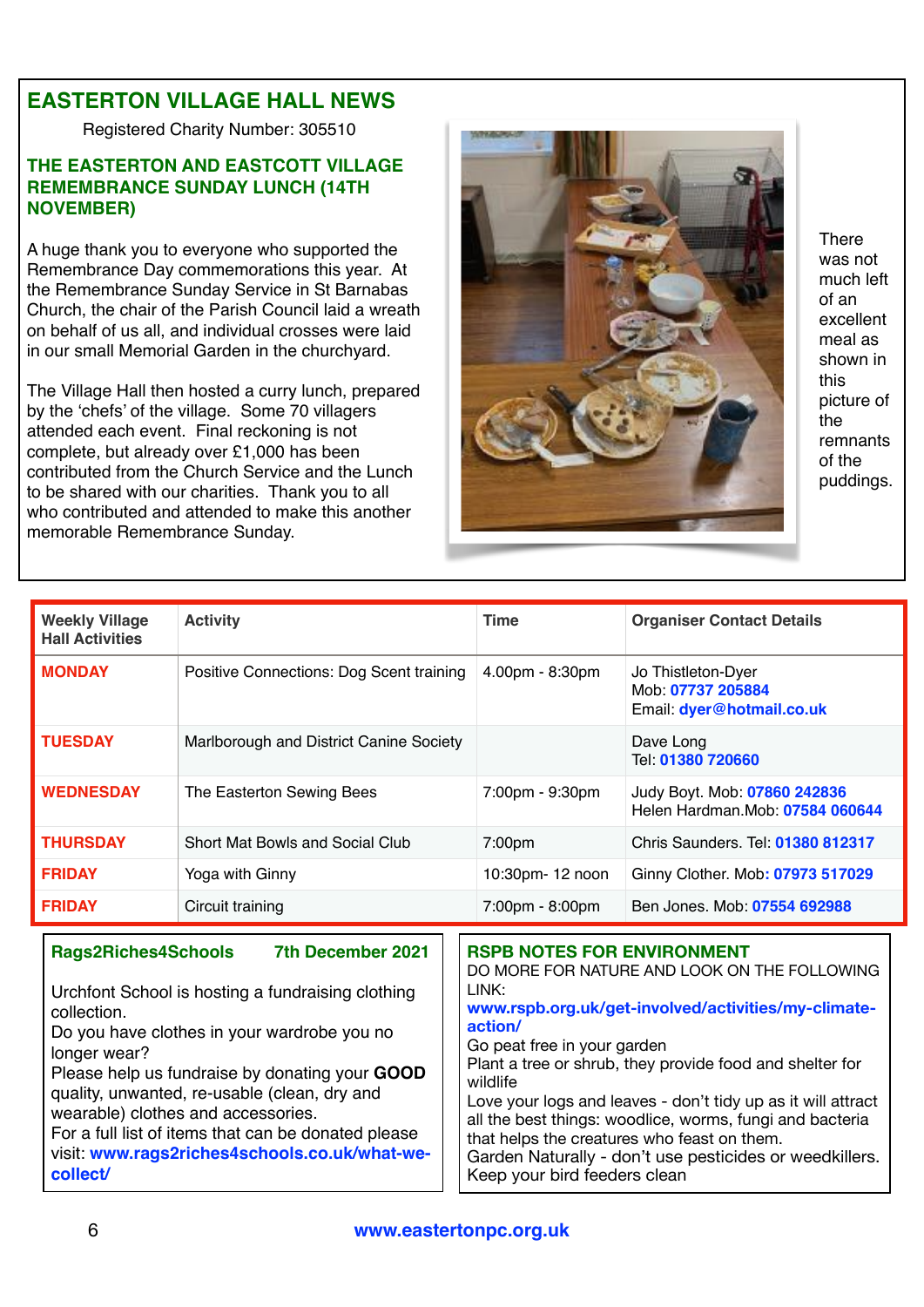## EASTERTON VILLAGE HALL NEWS

Registered Charity Number: 305510

### THE EASTERTON AND EASTCOTT VILLAGE REMEMBRANCE SUNDAY LUNCH (14TH NOVEMBER)

A huge thank you to everyone who supported the Remembrance Day commemorations this year. At the Remembrance Sunday Service in St Barnabas Church, the chair of the Parish Council laid a wreath on behalf of us all, and individual crosses were laid in our small Memorial Garden in the churchyard.

The Village Hall then hosted a curry lunch, prepared by the 'chefs' of the village. Some 70 villagers attended each event. Final reckoning is not complete, but already over £1,000 has been contributed from the Church Service and the Lunch to be shared with our charities. Thank you to all who contributed and attended to make this another memorable Remembrance Sunday.

There was not much left of an excellent meal as shown in this picture of the remnants of the puddings.

| Weekly Village Hall Activities | Activity | Time | Organiser Contact Details |
|---|---|---|---|
| **MONDAY** | Positive Connections: Dog Scent training | 4.00pm - 8:30pm | Jo Thistleton-Dyer<br>Mob: **07737 205884**<br>Email: **dyer@hotmail.co.uk** |
| **TUESDAY** | Marlborough and District Canine Society | | Dave Long<br>Tel: **01380 720660** |
| **WEDNESDAY** | The Easterton Sewing Bees | 7:00pm - 9:30pm | Judy Boyt. Mob: **07860 242836**<br>Helen Hardman.Mob: **07584 060644** |
| **THURSDAY** | Short Mat Bowls and Social Club | 7:00pm | Chris Saunders. Tel: **01380 812317** |
| **FRIDAY** | Yoga with Ginny | 10:30pm- 12 noon | Ginny Clother. Mob: **07973 517029** |
| **FRIDAY** | Circuit training | 7:00pm - 8:00pm | Ben Jones. Mob: **07554 692988** |

### Rags2Riches4Schools 7th December 2021

Urchfont School is hosting a fundraising clothing collection.
Do you have clothes in your wardrobe you no longer wear?
Please help us fundraise by donating your **GOOD** quality, unwanted, re-usable (clean, dry and wearable) clothes and accessories.
For a full list of items that can be donated please visit: **www.rags2riches4schools.co.uk/what-we-collect/**

### RSPB NOTES FOR ENVIRONMENT

DO MORE FOR NATURE AND LOOK ON THE FOLLOWING LINK:
**www.rspb.org.uk/get-involved/activities/my-climate-action/**
Go peat free in your garden
Plant a tree or shrub, they provide food and shelter for wildlife
Love your logs and leaves - don't tidy up as it will attract all the best things: woodlice, worms, fungi and bacteria that helps the creatures who feast on them.
Garden Naturally - don't use pesticides or weedkillers.
Keep your bird feeders clean

**www.eastertonpc.org.uk**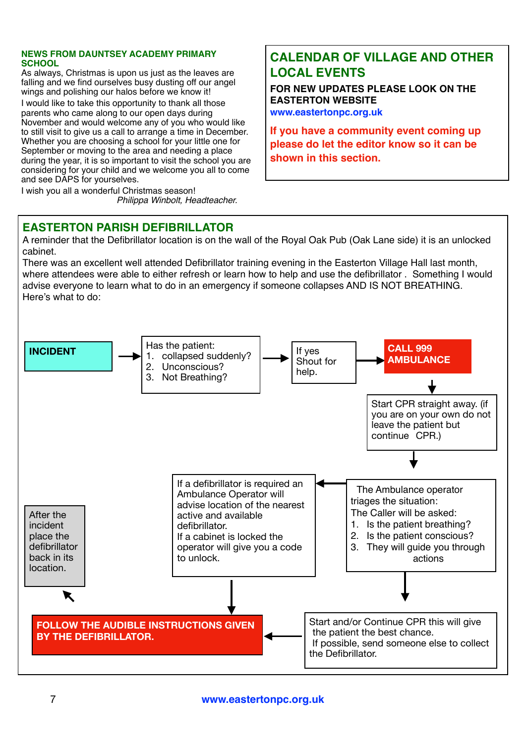## NEWS FROM DAUNTSEY ACADEMY PRIMARY SCHOOL

As always, Christmas is upon us just as the leaves are falling and we find ourselves busy dusting off our angel wings and polishing our halos before we know it!

I would like to take this opportunity to thank all those parents who came along to our open days during November and would welcome any of you who would like to still visit to give us a call to arrange a time in December. Whether you are choosing a school for your little one for September or moving to the area and needing a place during the year, it is so important to visit the school you are considering for your child and we welcome you all to come and see DAPS for yourselves.

I wish you all a wonderful Christmas season!

*Philippa Winbolt, Headteacher.*

## CALENDAR OF VILLAGE AND OTHER LOCAL EVENTS

**FOR NEW UPDATES PLEASE LOOK ON THE EASTERTON WEBSITE**
**www.eastertonpc.org.uk**

**If you have a community event coming up please do let the editor know so it can be shown in this section.**

## EASTERTON PARISH DEFIBRILLATOR

A reminder that the Defibrillator location is on the wall of the Royal Oak Pub (Oak Lane side) it is an unlocked cabinet.

There was an excellent well attended Defibrillator training evening in the Easterton Village Hall last month, where attendees were able to either refresh or learn how to help and use the defibrillator . Something I would advise everyone to learn what to do in an emergency if someone collapses AND IS NOT BREATHING.

Here's what to do:

**INCIDENT** →

Has the patient:
1. collapsed suddenly?
2. Unconscious?
3. Not Breathing?

→ If yes Shout for help.

→ **CALL 999 AMBULANCE**

→ Start CPR straight away. (if you are on your own do not leave the patient but continue CPR.)

→ The Ambulance operator triages the situation:
The Caller will be asked:
1. Is the patient breathing?
2. Is the patient conscious?
3. They will guide you through actions

→ If a defibrillator is required an Ambulance Operator will advise location of the nearest active and available defibrillator.
If a cabinet is locked the operator will give you a code to unlock.

→ Start and/or Continue CPR this will give the patient the best chance.
If possible, send someone else to collect the Defibrillator.

→ **FOLLOW THE AUDIBLE INSTRUCTIONS GIVEN BY THE DEFIBRILLATOR.**

→ After the incident place the defibrillator back in its location.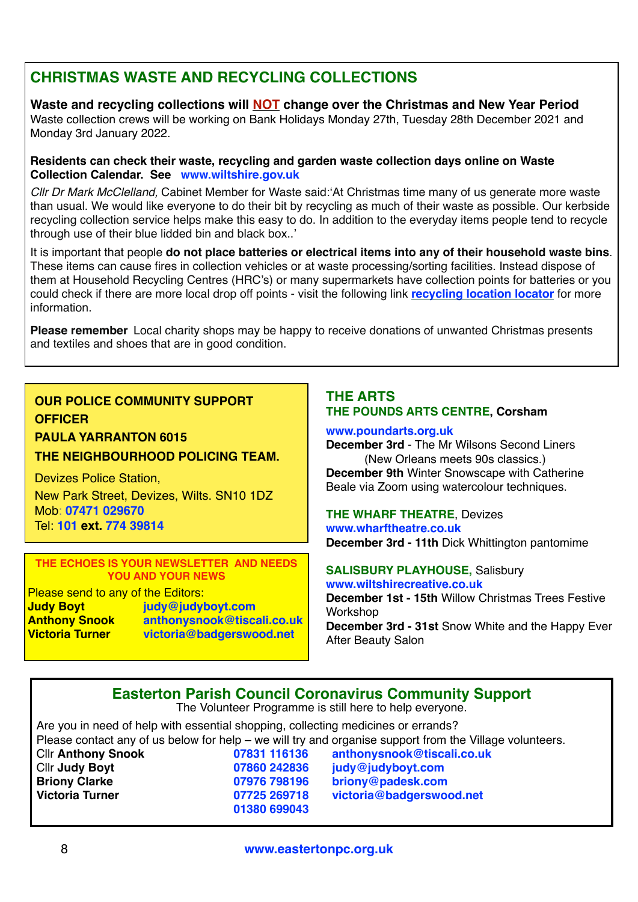## CHRISTMAS WASTE AND RECYCLING COLLECTIONS

**Waste and recycling collections will NOT change over the Christmas and New Year Period**
Waste collection crews will be working on Bank Holidays Monday 27th, Tuesday 28th December 2021 and Monday 3rd January 2022.

**Residents can check their waste, recycling and garden waste collection days online on Waste Collection Calendar. See www.wiltshire.gov.uk**

*Cllr Dr Mark McClelland,* Cabinet Member for Waste said:'At Christmas time many of us generate more waste than usual. We would like everyone to do their bit by recycling as much of their waste as possible. Our kerbside recycling collection service helps make this easy to do. In addition to the everyday items people tend to recycle through use of their blue lidded bin and black box..'

It is important that people **do not place batteries or electrical items into any of their household waste bins**. These items can cause fires in collection vehicles or at waste processing/sorting facilities. Instead dispose of them at Household Recycling Centres (HRC's) or many supermarkets have collection points for batteries or you could check if there are more local drop off points - visit the following link **recycling location locator** for more information.

**Please remember** Local charity shops may be happy to receive donations of unwanted Christmas presents and textiles and shoes that are in good condition.

### OUR POLICE COMMUNITY SUPPORT OFFICER

**PAULA YARRANTON 6015**

**THE NEIGHBOURHOOD POLICING TEAM.**

Devizes Police Station,
New Park Street, Devizes, Wilts. SN10 1DZ
Mob: **07471 029670**
Tel: **101 ext. 774 39814**

**THE ECHOES IS YOUR NEWSLETTER AND NEEDS YOU AND YOUR NEWS**

Please send to any of the Editors:

| | |
|---|---|
| **Judy Boyt** | **judy@judyboyt.com** |
| **Anthony Snook** | **anthonysnook@tiscali.co.uk** |
| **Victoria Turner** | **victoria@badgerswood.net** |

## THE ARTS

### THE POUNDS ARTS CENTRE, Corsham

**www.poundarts.org.uk**
**December 3rd** - The Mr Wilsons Second Liners (New Orleans meets 90s classics.)
**December 9th** Winter Snowscape with Catherine Beale via Zoom using watercolour techniques.

**THE WHARF THEATRE**, Devizes
**www.wharftheatre.co.uk**
**December 3rd - 11th** Dick Whittington pantomime

**SALISBURY PLAYHOUSE,** Salisbury
**www.wiltshirecreative.co.uk**
**December 1st - 15th** Willow Christmas Trees Festive Workshop
**December 3rd - 31st** Snow White and the Happy Ever After Beauty Salon

## Easterton Parish Council Coronavirus Community Support

The Volunteer Programme is still here to help everyone.

Are you in need of help with essential shopping, collecting medicines or errands?
Please contact any of us below for help – we will try and organise support from the Village volunteers.

| | | |
|---|---|---|
| Cllr **Anthony Snook** | **07831 116136** | **anthonysnook@tiscali.co.uk** |
| Cllr **Judy Boyt** | **07860 242836** | **judy@judyboyt.com** |
| **Briony Clarke** | **07976 798196** | **briony@padesk.com** |
| **Victoria Turner** | **07725 269718** | **victoria@badgerswood.net** |
| | **01380 699043** | |

**www.eastertonpc.org.uk**